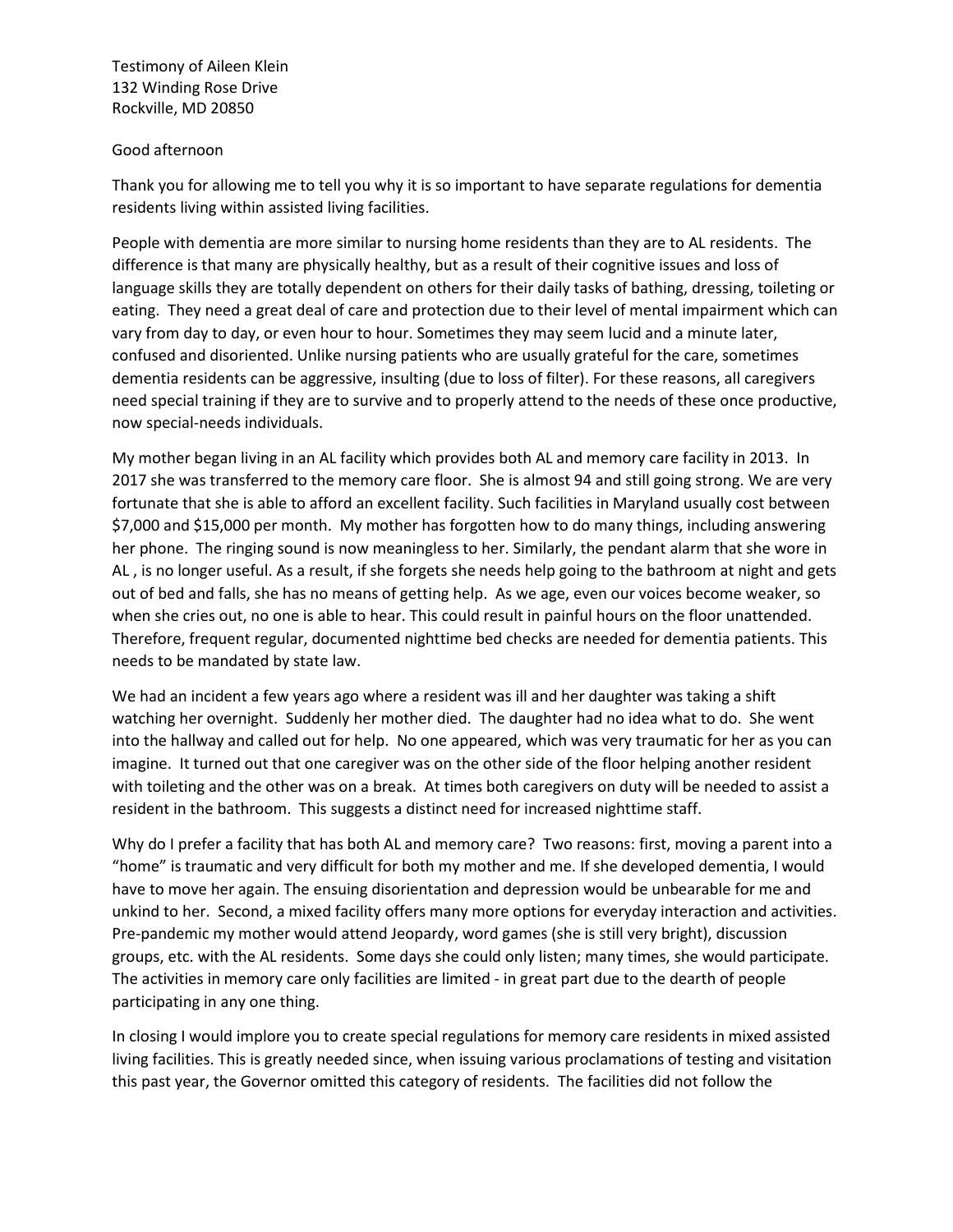Testimony of Aileen Klein
132 Winding Rose Drive
Rockville, MD 20850

Good afternoon

Thank you for allowing me to tell you why it is so important to have separate regulations for dementia residents living within assisted living facilities.

People with dementia are more similar to nursing home residents than they are to AL residents. The difference is that many are physically healthy, but as a result of their cognitive issues and loss of language skills they are totally dependent on others for their daily tasks of bathing, dressing, toileting or eating. They need a great deal of care and protection due to their level of mental impairment which can vary from day to day, or even hour to hour. Sometimes they may seem lucid and a minute later, confused and disoriented. Unlike nursing patients who are usually grateful for the care, sometimes dementia residents can be aggressive, insulting (due to loss of filter). For these reasons, all caregivers need special training if they are to survive and to properly attend to the needs of these once productive, now special-needs individuals.

My mother began living in an AL facility which provides both AL and memory care facility in 2013. In 2017 she was transferred to the memory care floor. She is almost 94 and still going strong. We are very fortunate that she is able to afford an excellent facility. Such facilities in Maryland usually cost between $7,000 and $15,000 per month. My mother has forgotten how to do many things, including answering her phone. The ringing sound is now meaningless to her. Similarly, the pendant alarm that she wore in AL , is no longer useful. As a result, if she forgets she needs help going to the bathroom at night and gets out of bed and falls, she has no means of getting help. As we age, even our voices become weaker, so when she cries out, no one is able to hear. This could result in painful hours on the floor unattended. Therefore, frequent regular, documented nighttime bed checks are needed for dementia patients. This needs to be mandated by state law.

We had an incident a few years ago where a resident was ill and her daughter was taking a shift watching her overnight. Suddenly her mother died. The daughter had no idea what to do. She went into the hallway and called out for help. No one appeared, which was very traumatic for her as you can imagine. It turned out that one caregiver was on the other side of the floor helping another resident with toileting and the other was on a break. At times both caregivers on duty will be needed to assist a resident in the bathroom. This suggests a distinct need for increased nighttime staff.

Why do I prefer a facility that has both AL and memory care? Two reasons: first, moving a parent into a "home" is traumatic and very difficult for both my mother and me. If she developed dementia, I would have to move her again. The ensuing disorientation and depression would be unbearable for me and unkind to her. Second, a mixed facility offers many more options for everyday interaction and activities. Pre-pandemic my mother would attend Jeopardy, word games (she is still very bright), discussion groups, etc. with the AL residents. Some days she could only listen; many times, she would participate. The activities in memory care only facilities are limited - in great part due to the dearth of people participating in any one thing.

In closing I would implore you to create special regulations for memory care residents in mixed assisted living facilities. This is greatly needed since, when issuing various proclamations of testing and visitation this past year, the Governor omitted this category of residents. The facilities did not follow the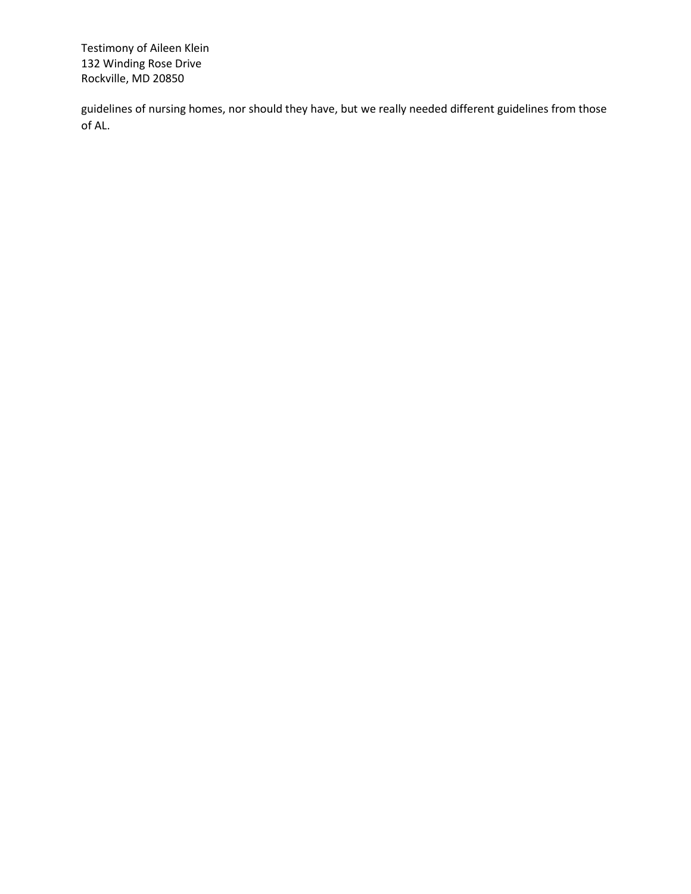guidelines of nursing homes, nor should they have, but we really needed different guidelines from those of AL.